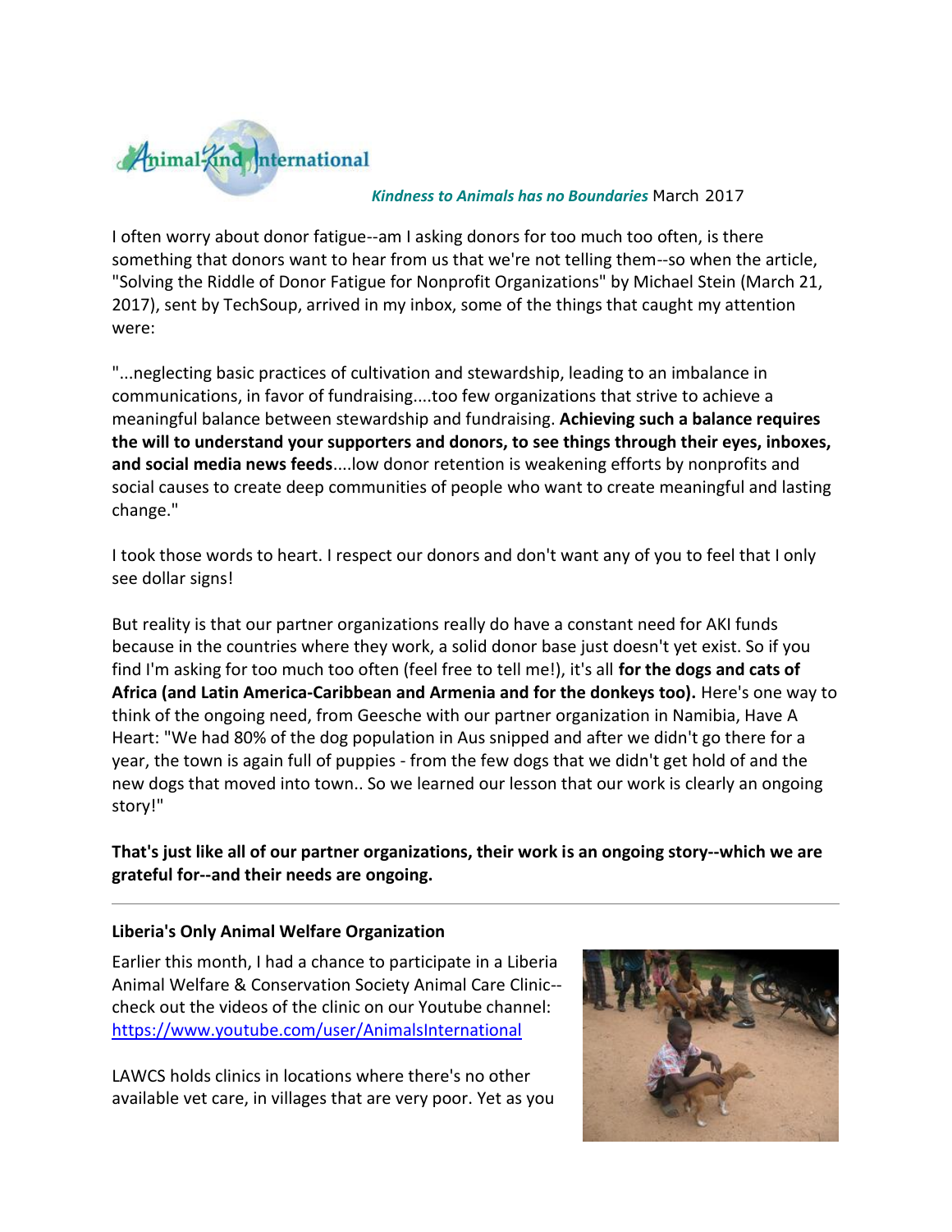Animal-Kind International

***Kindness to Animals has no Boundaries*** March 2017

I often worry about donor fatigue--am I asking donors for too much too often, is there something that donors want to hear from us that we're not telling them--so when the article, "Solving the Riddle of Donor Fatigue for Nonprofit Organizations" by Michael Stein (March 21, 2017), sent by TechSoup, arrived in my inbox, some of the things that caught my attention were:

"...neglecting basic practices of cultivation and stewardship, leading to an imbalance in communications, in favor of fundraising....too few organizations that strive to achieve a meaningful balance between stewardship and fundraising. **Achieving such a balance requires the will to understand your supporters and donors, to see things through their eyes, inboxes, and social media news feeds**....low donor retention is weakening efforts by nonprofits and social causes to create deep communities of people who want to create meaningful and lasting change."

I took those words to heart. I respect our donors and don't want any of you to feel that I only see dollar signs!

But reality is that our partner organizations really do have a constant need for AKI funds because in the countries where they work, a solid donor base just doesn't yet exist. So if you find I'm asking for too much too often (feel free to tell me!), it's all **for the dogs and cats of Africa (and Latin America-Caribbean and Armenia and for the donkeys too).** Here's one way to think of the ongoing need, from Geesche with our partner organization in Namibia, Have A Heart: "We had 80% of the dog population in Aus snipped and after we didn't go there for a year, the town is again full of puppies - from the few dogs that we didn't get hold of and the new dogs that moved into town.. So we learned our lesson that our work is clearly an ongoing story!"

**That's just like all of our partner organizations, their work is an ongoing story--which we are grateful for--and their needs are ongoing.**

---

**Liberia's Only Animal Welfare Organization**

Earlier this month, I had a chance to participate in a Liberia Animal Welfare & Conservation Society Animal Care Clinic--check out the videos of the clinic on our Youtube channel: https://www.youtube.com/user/AnimalsInternational

LAWCS holds clinics in locations where there's no other available vet care, in villages that are very poor. Yet as you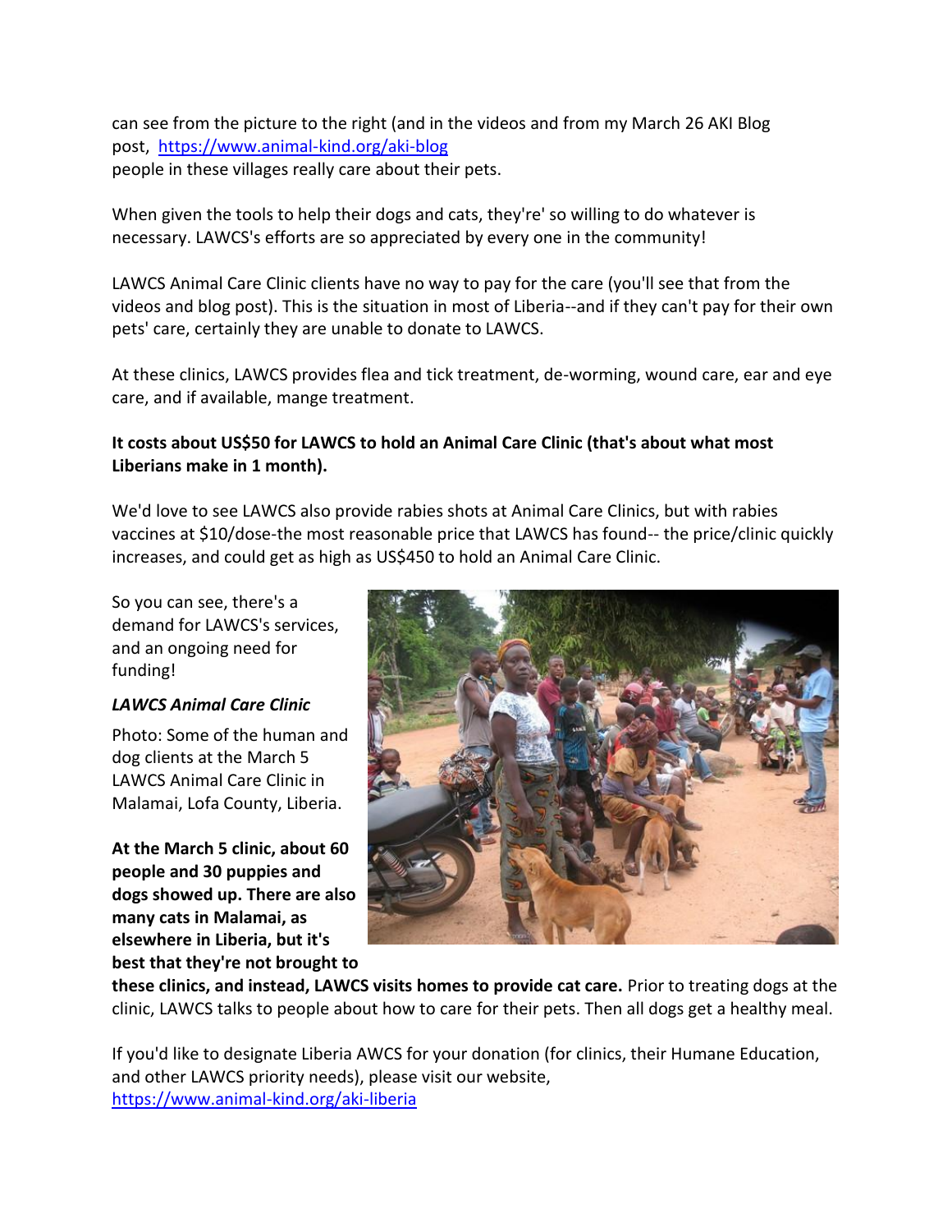can see from the picture to the right (and in the videos and from my March 26 AKI Blog post, [https://www.animal-kind.org/aki-blog](https://www.animal-kind.org/aki-blog)
people in these villages really care about their pets.

When given the tools to help their dogs and cats, they're' so willing to do whatever is necessary. LAWCS's efforts are so appreciated by every one in the community!

LAWCS Animal Care Clinic clients have no way to pay for the care (you'll see that from the videos and blog post). This is the situation in most of Liberia--and if they can't pay for their own pets' care, certainly they are unable to donate to LAWCS.

At these clinics, LAWCS provides flea and tick treatment, de-worming, wound care, ear and eye care, and if available, mange treatment.

**It costs about US$50 for LAWCS to hold an Animal Care Clinic (that's about what most Liberians make in 1 month).**

We'd love to see LAWCS also provide rabies shots at Animal Care Clinics, but with rabies vaccines at $10/dose-the most reasonable price that LAWCS has found-- the price/clinic quickly increases, and could get as high as US$450 to hold an Animal Care Clinic.

So you can see, there's a demand for LAWCS's services, and an ongoing need for funding!

***LAWCS Animal Care Clinic***

Photo: Some of the human and dog clients at the March 5 LAWCS Animal Care Clinic in Malamai, Lofa County, Liberia.

**At the March 5 clinic, about 60 people and 30 puppies and dogs showed up. There are also many cats in Malamai, as elsewhere in Liberia, but it's best that they're not brought to these clinics, and instead, LAWCS visits homes to provide cat care.** Prior to treating dogs at the clinic, LAWCS talks to people about how to care for their pets. Then all dogs get a healthy meal.

If you'd like to designate Liberia AWCS for your donation (for clinics, their Humane Education, and other LAWCS priority needs), please visit our website, [https://www.animal-kind.org/aki-liberia](https://www.animal-kind.org/aki-liberia)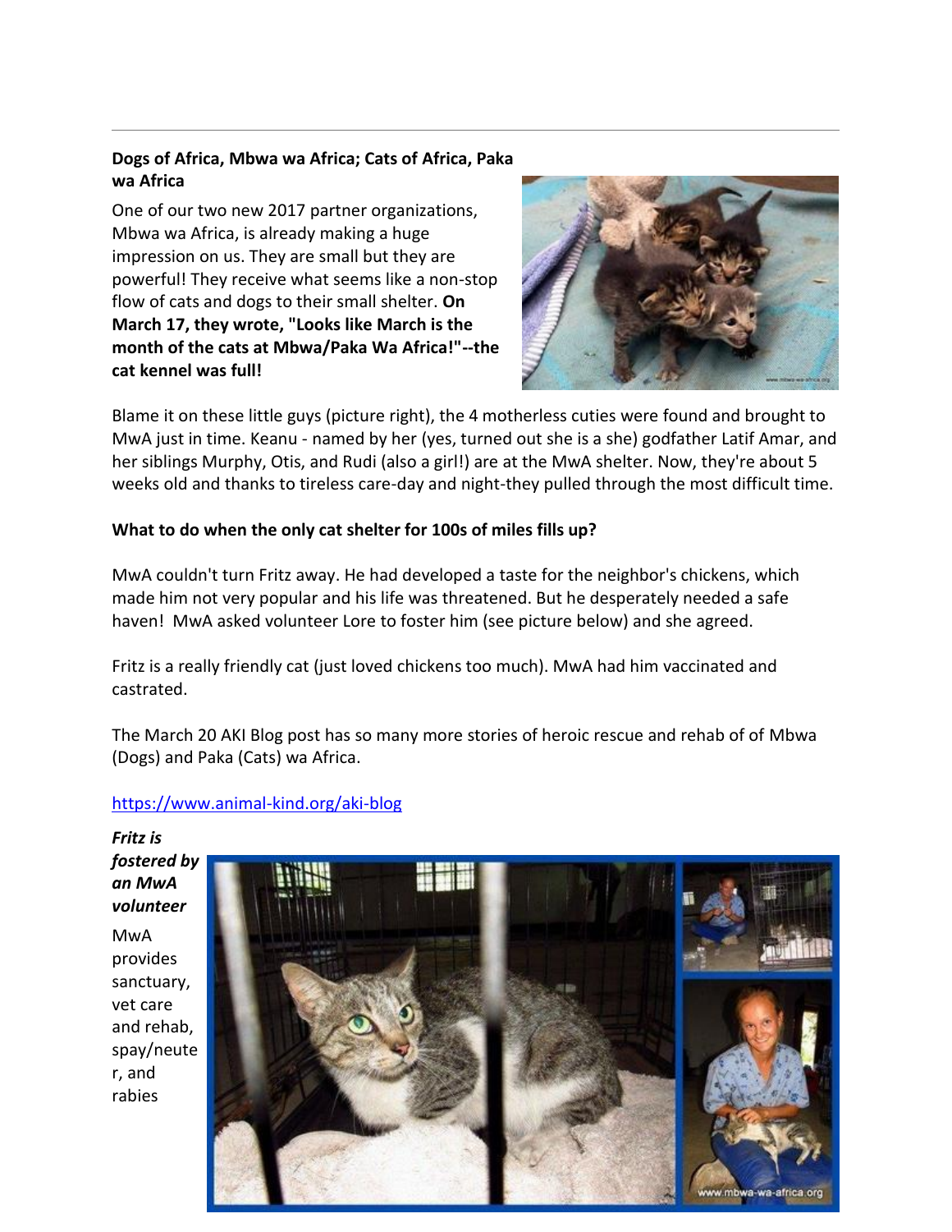**Dogs of Africa, Mbwa wa Africa; Cats of Africa, Paka wa Africa**

One of our two new 2017 partner organizations, Mbwa wa Africa, is already making a huge impression on us. They are small but they are powerful! They receive what seems like a non-stop flow of cats and dogs to their small shelter. **On March 17, they wrote, "Looks like March is the month of the cats at Mbwa/Paka Wa Africa!"--the cat kennel was full!**

Blame it on these little guys (picture right), the 4 motherless cuties were found and brought to MwA just in time. Keanu - named by her (yes, turned out she is a she) godfather Latif Amar, and her siblings Murphy, Otis, and Rudi (also a girl!) are at the MwA shelter. Now, they're about 5 weeks old and thanks to tireless care-day and night-they pulled through the most difficult time.

**What to do when the only cat shelter for 100s of miles fills up?**

MwA couldn't turn Fritz away. He had developed a taste for the neighbor's chickens, which made him not very popular and his life was threatened. But he desperately needed a safe haven! MwA asked volunteer Lore to foster him (see picture below) and she agreed.

Fritz is a really friendly cat (just loved chickens too much). MwA had him vaccinated and castrated.

The March 20 AKI Blog post has so many more stories of heroic rescue and rehab of of Mbwa (Dogs) and Paka (Cats) wa Africa.

[https://www.animal-kind.org/aki-blog](https://www.animal-kind.org/aki-blog)

***Fritz is fostered by an MwA volunteer***

MwA provides sanctuary, vet care and rehab, spay/neuter, and rabies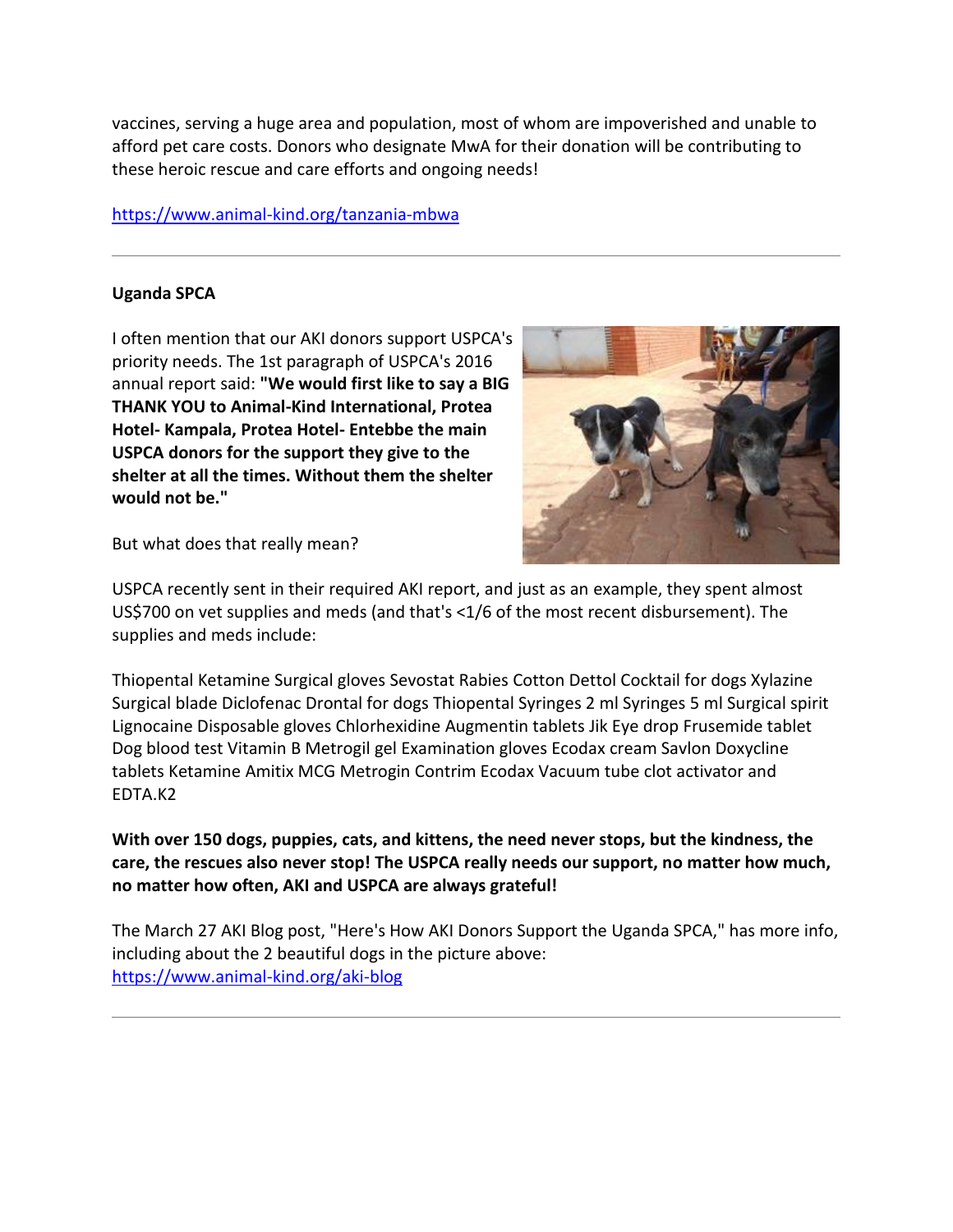vaccines, serving a huge area and population, most of whom are impoverished and unable to afford pet care costs. Donors who designate MwA for their donation will be contributing to these heroic rescue and care efforts and ongoing needs!

https://www.animal-kind.org/tanzania-mbwa

---

**Uganda SPCA**

I often mention that our AKI donors support USPCA's priority needs. The 1st paragraph of USPCA's 2016 annual report said: **"We would first like to say a BIG THANK YOU to Animal-Kind International, Protea Hotel- Kampala, Protea Hotel- Entebbe the main USPCA donors for the support they give to the shelter at all the times. Without them the shelter would not be."**

But what does that really mean?

USPCA recently sent in their required AKI report, and just as an example, they spent almost US$700 on vet supplies and meds (and that's <1/6 of the most recent disbursement). The supplies and meds include:

Thiopental Ketamine Surgical gloves Sevostat Rabies Cotton Dettol Cocktail for dogs Xylazine Surgical blade Diclofenac Drontal for dogs Thiopental Syringes 2 ml Syringes 5 ml Surgical spirit Lignocaine Disposable gloves Chlorhexidine Augmentin tablets Jik Eye drop Frusemide tablet Dog blood test Vitamin B Metrogil gel Examination gloves Ecodax cream Savlon Doxycline tablets Ketamine Amitix MCG Metrogin Contrim Ecodax Vacuum tube clot activator and EDTA.K2

**With over 150 dogs, puppies, cats, and kittens, the need never stops, but the kindness, the care, the rescues also never stop! The USPCA really needs our support, no matter how much, no matter how often, AKI and USPCA are always grateful!**

The March 27 AKI Blog post, "Here's How AKI Donors Support the Uganda SPCA," has more info, including about the 2 beautiful dogs in the picture above: https://www.animal-kind.org/aki-blog

---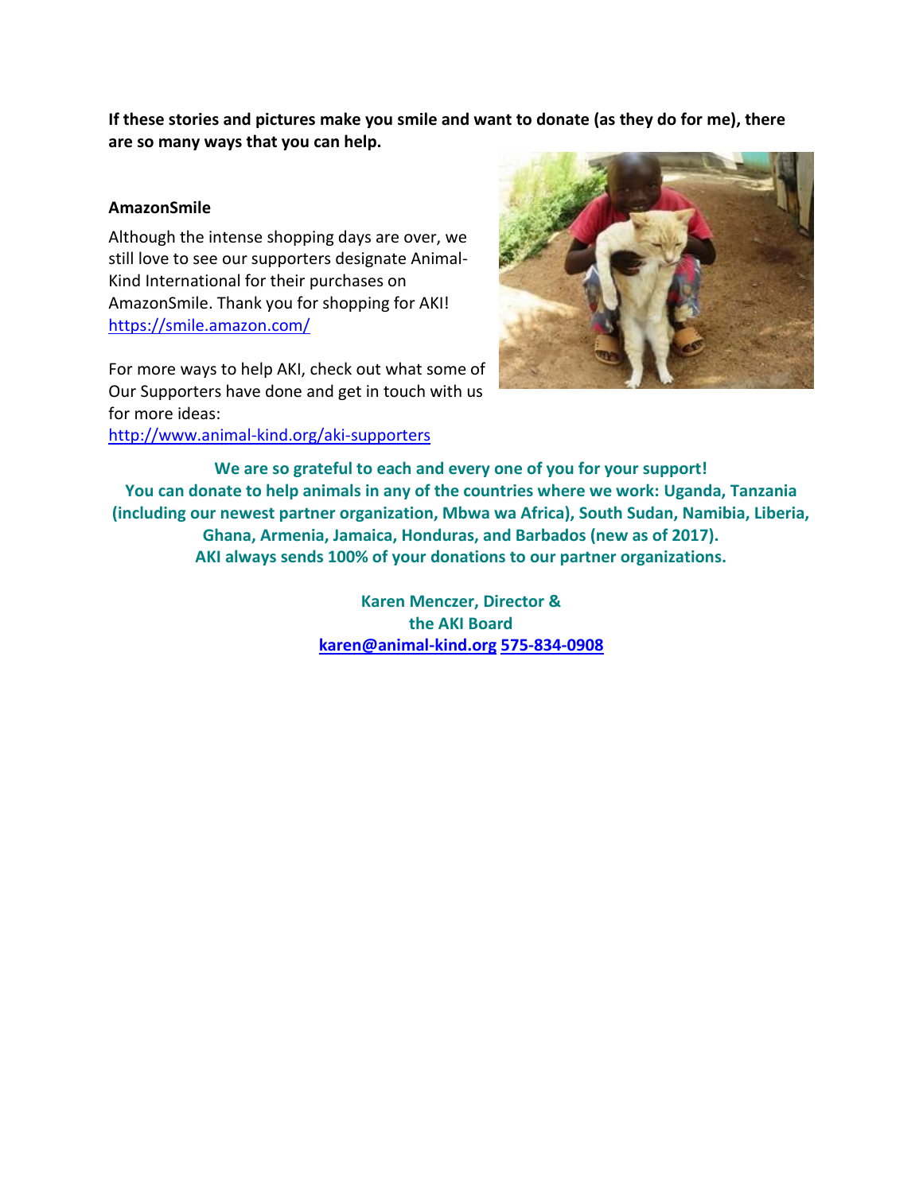**If these stories and pictures make you smile and want to donate (as they do for me), there are so many ways that you can help.**

**AmazonSmile**

Although the intense shopping days are over, we still love to see our supporters designate Animal-Kind International for their purchases on AmazonSmile. Thank you for shopping for AKI! https://smile.amazon.com/

For more ways to help AKI, check out what some of Our Supporters have done and get in touch with us for more ideas: http://www.animal-kind.org/aki-supporters

**We are so grateful to each and every one of you for your support!**
**You can donate to help animals in any of the countries where we work: Uganda, Tanzania (including our newest partner organization, Mbwa wa Africa), South Sudan, Namibia, Liberia, Ghana, Armenia, Jamaica, Honduras, and Barbados (new as of 2017).**
**AKI always sends 100% of your donations to our partner organizations.**

**Karen Menczer, Director &**
**the AKI Board**
**karen@animal-kind.org 575-834-0908**